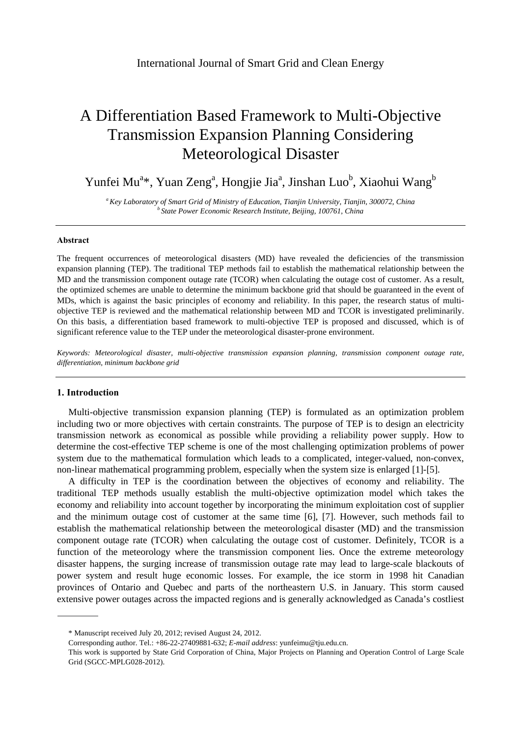# A Differentiation Based Framework to Multi-Objective Transmission Expansion Planning Considering Meteorological Disaster

Yunfei Mu[a]*, Yuan Zeng[a], Hongjie Jia[a], Jinshan Luo[b], Xiaohui Wang[b]

[a] *Key Laboratory of Smart Grid of Ministry of Education, Tianjin University, Tianjin, 300072, China*
[b] *State Power Economic Research Institute, Beijing, 100761, China*

---

### Abstract

The frequent occurrences of meteorological disasters (MD) have revealed the deficiencies of the transmission expansion planning (TEP). The traditional TEP methods fail to establish the mathematical relationship between the MD and the transmission component outage rate (TCOR) when calculating the outage cost of customer. As a result, the optimized schemes are unable to determine the minimum backbone grid that should be guaranteed in the event of MDs, which is against the basic principles of economy and reliability. In this paper, the research status of multi-objective TEP is reviewed and the mathematical relationship between MD and TCOR is investigated preliminarily. On this basis, a differentiation based framework to multi-objective TEP is proposed and discussed, which is of significant reference value to the TEP under the meteorological disaster-prone environment.

*Keywords: Meteorological disaster, multi-objective transmission expansion planning, transmission component outage rate, differentiation, minimum backbone grid*

---

## 1. Introduction

Multi-objective transmission expansion planning (TEP) is formulated as an optimization problem including two or more objectives with certain constraints. The purpose of TEP is to design an electricity transmission network as economical as possible while providing a reliability power supply. How to determine the cost-effective TEP scheme is one of the most challenging optimization problems of power system due to the mathematical formulation which leads to a complicated, integer-valued, non-convex, non-linear mathematical programming problem, especially when the system size is enlarged [1]-[5].

A difficulty in TEP is the coordination between the objectives of economy and reliability. The traditional TEP methods usually establish the multi-objective optimization model which takes the economy and reliability into account together by incorporating the minimum exploitation cost of supplier and the minimum outage cost of customer at the same time [6], [7]. However, such methods fail to establish the mathematical relationship between the meteorological disaster (MD) and the transmission component outage rate (TCOR) when calculating the outage cost of customer. Definitely, TCOR is a function of the meteorology where the transmission component lies. Once the extreme meteorology disaster happens, the surging increase of transmission outage rate may lead to large-scale blackouts of power system and result huge economic losses. For example, the ice storm in 1998 hit Canadian provinces of Ontario and Quebec and parts of the northeastern U.S. in January. This storm caused extensive power outages across the impacted regions and is generally acknowledged as Canada's costliest

---

\* Manuscript received July 20, 2012; revised August 24, 2012.

Corresponding author. Tel.: +86-22-27409881-632; *E-mail address*: yunfeimu@tju.edu.cn.

This work is supported by State Grid Corporation of China, Major Projects on Planning and Operation Control of Large Scale Grid (SGCC-MPLG028-2012).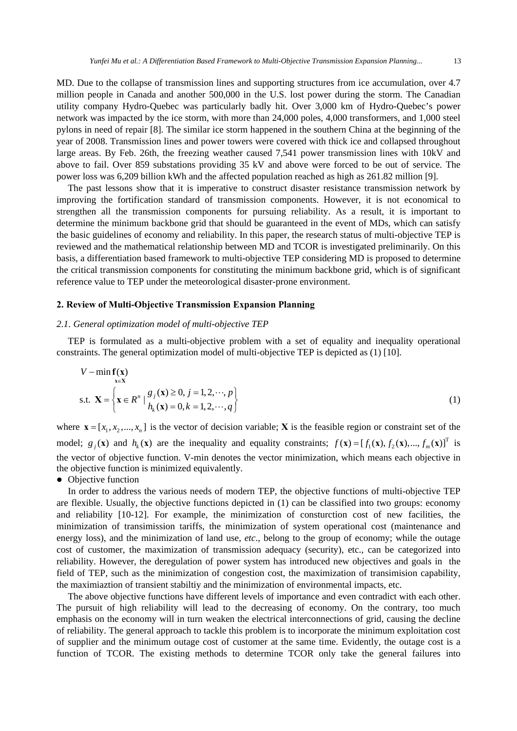MD. Due to the collapse of transmission lines and supporting structures from ice accumulation, over 4.7 million people in Canada and another 500,000 in the U.S. lost power during the storm. The Canadian utility company Hydro-Quebec was particularly badly hit. Over 3,000 km of Hydro-Quebec's power network was impacted by the ice storm, with more than 24,000 poles, 4,000 transformers, and 1,000 steel pylons in need of repair [8]. The similar ice storm happened in the southern China at the beginning of the year of 2008. Transmission lines and power towers were covered with thick ice and collapsed throughout large areas. By Feb. 26th, the freezing weather caused 7,541 power transmission lines with 10kV and above to fail. Over 859 substations providing 35 kV and above were forced to be out of service. The power loss was 6,209 billion kWh and the affected population reached as high as 261.82 million [9].

The past lessons show that it is imperative to construct disaster resistance transmission network by improving the fortification standard of transmission components. However, it is not economical to strengthen all the transmission components for pursuing reliability. As a result, it is important to determine the minimum backbone grid that should be guaranteed in the event of MDs, which can satisfy the basic guidelines of economy and reliability. In this paper, the research status of multi-objective TEP is reviewed and the mathematical relationship between MD and TCOR is investigated preliminarily. On this basis, a differentiation based framework to multi-objective TEP considering MD is proposed to determine the critical transmission components for constituting the minimum backbone grid, which is of significant reference value to TEP under the meteorological disaster-prone environment.

## 2. Review of Multi-Objective Transmission Expansion Planning

### *2.1. General optimization model of multi-objective TEP*

TEP is formulated as a multi-objective problem with a set of equality and inequality operational constraints. The general optimization model of multi-objective TEP is depicted as (1) [10].

$$
\begin{aligned}
& V-\min_{\mathbf{x}\in\mathbf{X}} \mathbf{f}(\mathbf{x}) \\
& \text{s.t. } \mathbf{X}=\left\{\mathbf{x}\in R^n \mid \begin{matrix} g_j(\mathbf{x})\geq 0,\ j=1,2,\cdots,p \\ h_k(\mathbf{x})=0, k=1,2,\cdots,q \end{matrix}\right\}
\end{aligned} \tag{1}
$$

where $\mathbf{x}=[x_1, x_2, ..., x_n]$ is the vector of decision variable; $\mathbf{X}$ is the feasible region or constraint set of the model; $g_j(\mathbf{x})$ and $h_k(\mathbf{x})$ are the inequality and equality constraints; $f(\mathbf{x})=[f_1(\mathbf{x}), f_2(\mathbf{x}), ..., f_m(\mathbf{x})]^{\mathrm{T}}$ is the vector of objective function. V-min denotes the vector minimization, which means each objective in the objective function is minimized equivalently.

- Objective function

In order to address the various needs of modern TEP, the objective functions of multi-objective TEP are flexible. Usually, the objective functions depicted in (1) can be classified into two groups: economy and reliability [10-12]. For example, the minimization of consturction cost of new facilities, the minimization of transimission tariffs, the minimization of system operational cost (maintenance and energy loss), and the minimization of land use, *etc*., belong to the group of economy; while the outage cost of customer, the maximization of transmission adequacy (security), etc., can be categorized into reliability. However, the deregulation of power system has introduced new objectives and goals in the field of TEP, such as the minimization of congestion cost, the maximization of transimision capability, the maximiaztion of transient stabiltiy and the minimization of environmental impacts, etc.

The above objective functions have different levels of importance and even contradict with each other. The pursuit of high reliability will lead to the decreasing of economy. On the contrary, too much emphasis on the economy will in turn weaken the electrical interconnections of grid, causing the decline of reliability. The general approach to tackle this problem is to incorporate the minimum exploitation cost of supplier and the minimum outage cost of customer at the same time. Evidently, the outage cost is a function of TCOR. The existing methods to determine TCOR only take the general failures into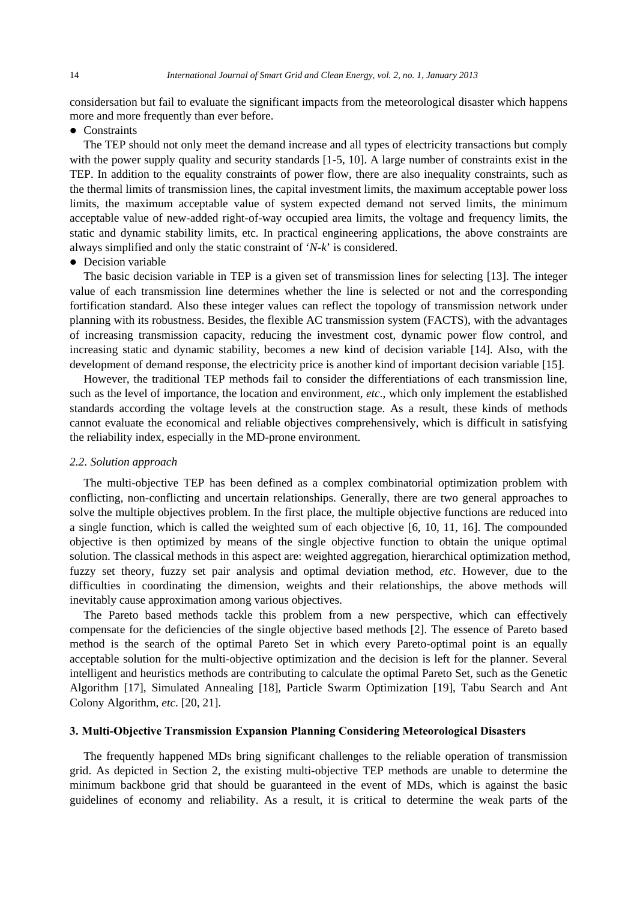considersation but fail to evaluate the significant impacts from the meteorological disaster which happens more and more frequently than ever before.

- Constraints

The TEP should not only meet the demand increase and all types of electricity transactions but comply with the power supply quality and security standards [1-5, 10]. A large number of constraints exist in the TEP. In addition to the equality constraints of power flow, there are also inequality constraints, such as the thermal limits of transmission lines, the capital investment limits, the maximum acceptable power loss limits, the maximum acceptable value of system expected demand not served limits, the minimum acceptable value of new-added right-of-way occupied area limits, the voltage and frequency limits, the static and dynamic stability limits, etc. In practical engineering applications, the above constraints are always simplified and only the static constraint of '*N-k*' is considered.

- Decision variable

The basic decision variable in TEP is a given set of transmission lines for selecting [13]. The integer value of each transmission line determines whether the line is selected or not and the corresponding fortification standard. Also these integer values can reflect the topology of transmission network under planning with its robustness. Besides, the flexible AC transmission system (FACTS), with the advantages of increasing transmission capacity, reducing the investment cost, dynamic power flow control, and increasing static and dynamic stability, becomes a new kind of decision variable [14]. Also, with the development of demand response, the electricity price is another kind of important decision variable [15].

However, the traditional TEP methods fail to consider the differentiations of each transmission line, such as the level of importance, the location and environment, *etc*., which only implement the established standards according the voltage levels at the construction stage. As a result, these kinds of methods cannot evaluate the economical and reliable objectives comprehensively, which is difficult in satisfying the reliability index, especially in the MD-prone environment.

### *2.2. Solution approach*

The multi-objective TEP has been defined as a complex combinatorial optimization problem with conflicting, non-conflicting and uncertain relationships. Generally, there are two general approaches to solve the multiple objectives problem. In the first place, the multiple objective functions are reduced into a single function, which is called the weighted sum of each objective [6, 10, 11, 16]. The compounded objective is then optimized by means of the single objective function to obtain the unique optimal solution. The classical methods in this aspect are: weighted aggregation, hierarchical optimization method, fuzzy set theory, fuzzy set pair analysis and optimal deviation method, *etc*. However, due to the difficulties in coordinating the dimension, weights and their relationships, the above methods will inevitably cause approximation among various objectives.

The Pareto based methods tackle this problem from a new perspective, which can effectively compensate for the deficiencies of the single objective based methods [2]. The essence of Pareto based method is the search of the optimal Pareto Set in which every Pareto-optimal point is an equally acceptable solution for the multi-objective optimization and the decision is left for the planner. Several intelligent and heuristics methods are contributing to calculate the optimal Pareto Set, such as the Genetic Algorithm [17], Simulated Annealing [18], Particle Swarm Optimization [19], Tabu Search and Ant Colony Algorithm, *etc.* [20, 21].

## 3. Multi-Objective Transmission Expansion Planning Considering Meteorological Disasters

The frequently happened MDs bring significant challenges to the reliable operation of transmission grid. As depicted in Section 2, the existing multi-objective TEP methods are unable to determine the minimum backbone grid that should be guaranteed in the event of MDs, which is against the basic guidelines of economy and reliability. As a result, it is critical to determine the weak parts of the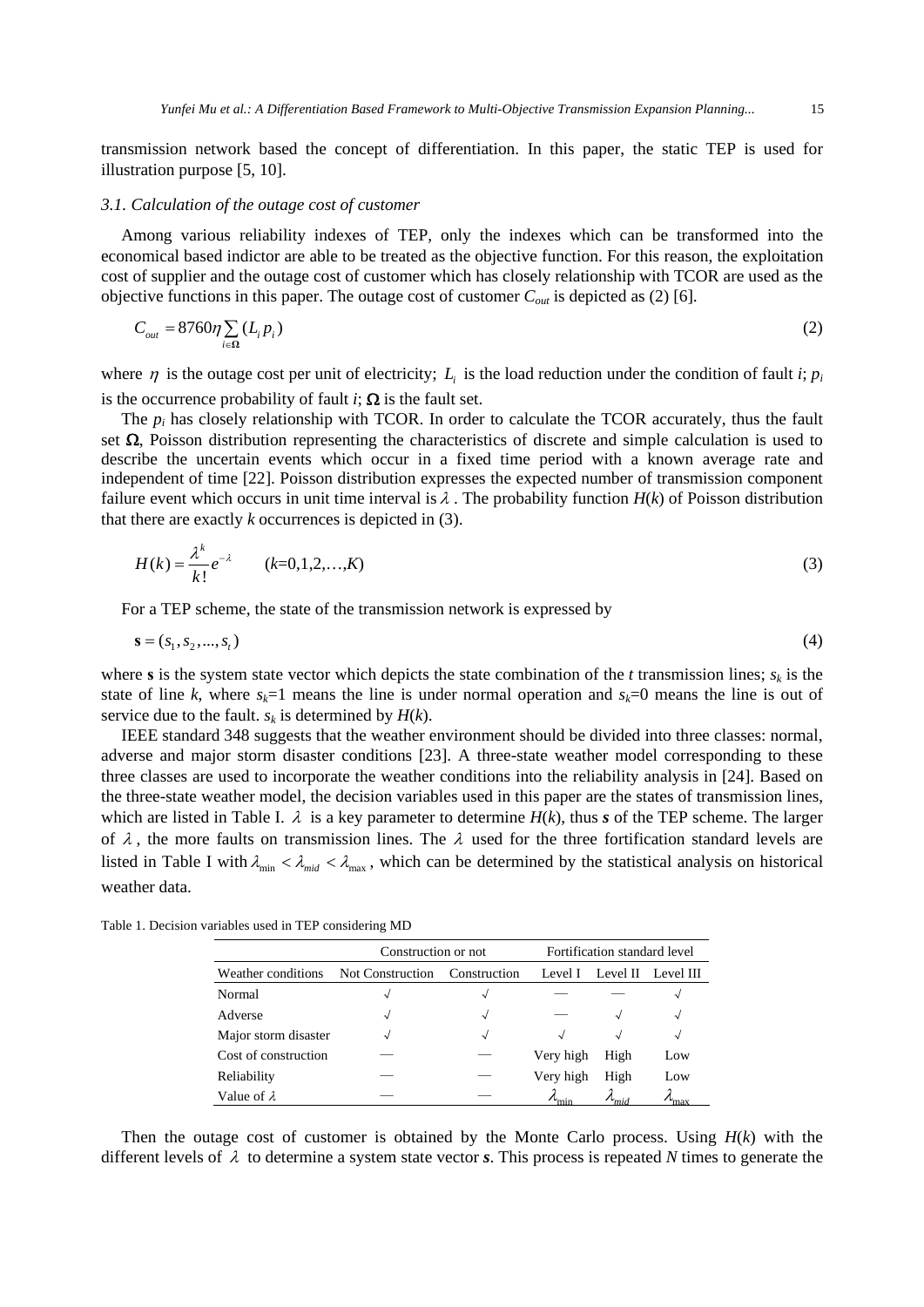transmission network based the concept of differentiation. In this paper, the static TEP is used for illustration purpose [5, 10].

### 3.1. Calculation of the outage cost of customer

Among various reliability indexes of TEP, only the indexes which can be transformed into the economical based indictor are able to be treated as the objective function. For this reason, the exploitation cost of supplier and the outage cost of customer which has closely relationship with TCOR are used as the objective functions in this paper. The outage cost of customer $C_{out}$ is depicted as (2) [6].

$$C_{out} = 8760\eta \sum_{i \in \mathbf{\Omega}} (L_i p_i) \tag{2}$$

where $\eta$ is the outage cost per unit of electricity; $L_i$ is the load reduction under the condition of fault $i$; $p_i$ is the occurrence probability of fault $i$; $\mathbf{\Omega}$ is the fault set.

The $p_i$ has closely relationship with TCOR. In order to calculate the TCOR accurately, thus the fault set $\mathbf{\Omega}$, Poisson distribution representing the characteristics of discrete and simple calculation is used to describe the uncertain events which occur in a fixed time period with a known average rate and independent of time [22]. Poisson distribution expresses the expected number of transmission component failure event which occurs in unit time interval is $\lambda$. The probability function $H(k)$ of Poisson distribution that there are exactly $k$ occurrences is depicted in (3).

$$H(k) = \frac{\lambda^k}{k!} e^{-\lambda} \qquad (k=0,1,2,\ldots,K) \tag{3}$$

For a TEP scheme, the state of the transmission network is expressed by

$$\mathbf{s} = (s_1, s_2, ..., s_t) \tag{4}$$

where $\mathbf{s}$ is the system state vector which depicts the state combination of the $t$ transmission lines; $s_k$ is the state of line $k$, where $s_k$=1 means the line is under normal operation and $s_k$=0 means the line is out of service due to the fault. $s_k$ is determined by $H(k)$.

IEEE standard 348 suggests that the weather environment should be divided into three classes: normal, adverse and major storm disaster conditions [23]. A three-state weather model corresponding to these three classes are used to incorporate the weather conditions into the reliability analysis in [24]. Based on the three-state weather model, the decision variables used in this paper are the states of transmission lines, which are listed in Table I. $\lambda$ is a key parameter to determine $H(k)$, thus $\boldsymbol{s}$ of the TEP scheme. The larger of $\lambda$, the more faults on transmission lines. The $\lambda$ used for the three fortification standard levels are listed in Table I with $\lambda_{\min} < \lambda_{mid} < \lambda_{\max}$, which can be determined by the statistical analysis on historical weather data.

Table 1. Decision variables used in TEP considering MD

| | Construction or not | | Fortification standard level | | |
|---|---|---|---|---|---|
| Weather conditions | Not Construction | Construction | Level I | Level II | Level III |
| Normal | √ | √ | — | — | √ |
| Adverse | √ | √ | — | √ | √ |
| Major storm disaster | √ | √ | √ | √ | √ |
| Cost of construction | — | — | Very high | High | Low |
| Reliability | — | — | Very high | High | Low |
| Value of $\lambda$ | — | — | $\lambda_{\min}$ | $\lambda_{mid}$ | $\lambda_{\max}$ |

Then the outage cost of customer is obtained by the Monte Carlo process. Using $H(k)$ with the different levels of $\lambda$ to determine a system state vector $\boldsymbol{s}$. This process is repeated $N$ times to generate the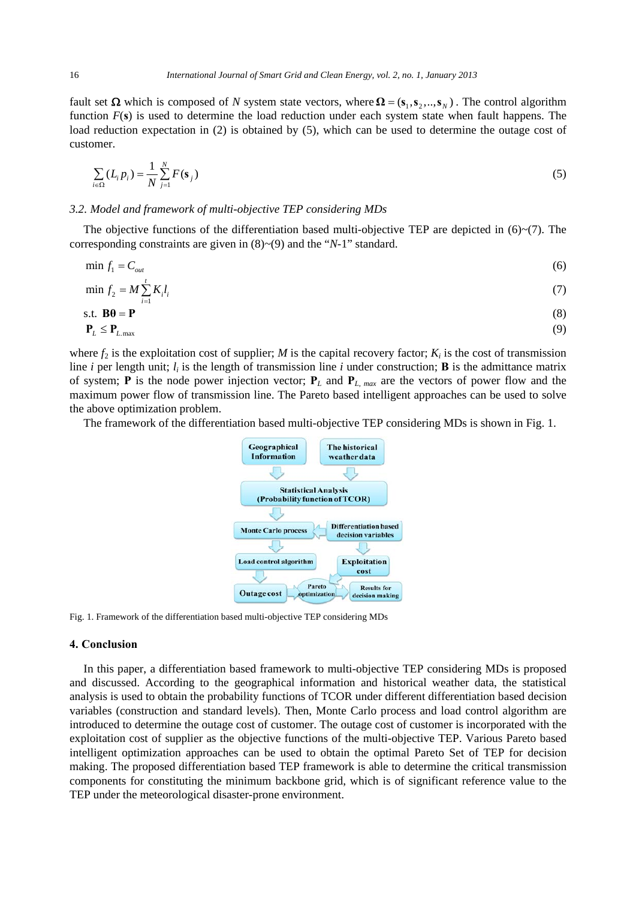fault set $\mathbf{\Omega}$ which is composed of $N$ system state vectors, where $\mathbf{\Omega} = (\mathbf{s}_1, \mathbf{s}_2, .., \mathbf{s}_N)$. The control algorithm function $F(\mathbf{s})$ is used to determine the load reduction under each system state when fault happens. The load reduction expectation in (2) is obtained by (5), which can be used to determine the outage cost of customer.

$$\sum_{i \in \Omega} (L_i p_i) = \frac{1}{N} \sum_{j=1}^{N} F(\mathbf{s}_j) \tag{5}$$

### *3.2. Model and framework of multi-objective TEP considering MDs*

The objective functions of the differentiation based multi-objective TEP are depicted in (6)~(7). The corresponding constraints are given in (8)~(9) and the "*N*-1" standard.

$$\min \ f_1 = C_{out} \tag{6}$$

$$\min \ f_2 = M \sum_{i=1}^{t} K_i l_i \tag{7}$$

$$\text{s.t.} \ \ \mathbf{B\theta} = \mathbf{P} \tag{8}$$

$$\mathbf{P}_L \leq \mathbf{P}_{L.\max} \tag{9}$$

where $f_2$ is the exploitation cost of supplier; $M$ is the capital recovery factor; $K_i$ is the cost of transmission line $i$ per length unit; $l_i$ is the length of transmission line $i$ under construction; $\mathbf{B}$ is the admittance matrix of system; $\mathbf{P}$ is the node power injection vector; $\mathbf{P}_L$ and $\mathbf{P}_{L,\,max}$ are the vectors of power flow and the maximum power flow of transmission line. The Pareto based intelligent approaches can be used to solve the above optimization problem.

The framework of the differentiation based multi-objective TEP considering MDs is shown in Fig. 1.

Fig. 1. Framework of the differentiation based multi-objective TEP considering MDs

## 4. Conclusion

In this paper, a differentiation based framework to multi-objective TEP considering MDs is proposed and discussed. According to the geographical information and historical weather data, the statistical analysis is used to obtain the probability functions of TCOR under different differentiation based decision variables (construction and standard levels). Then, Monte Carlo process and load control algorithm are introduced to determine the outage cost of customer. The outage cost of customer is incorporated with the exploitation cost of supplier as the objective functions of the multi-objective TEP. Various Pareto based intelligent optimization approaches can be used to obtain the optimal Pareto Set of TEP for decision making. The proposed differentiation based TEP framework is able to determine the critical transmission components for constituting the minimum backbone grid, which is of significant reference value to the TEP under the meteorological disaster-prone environment.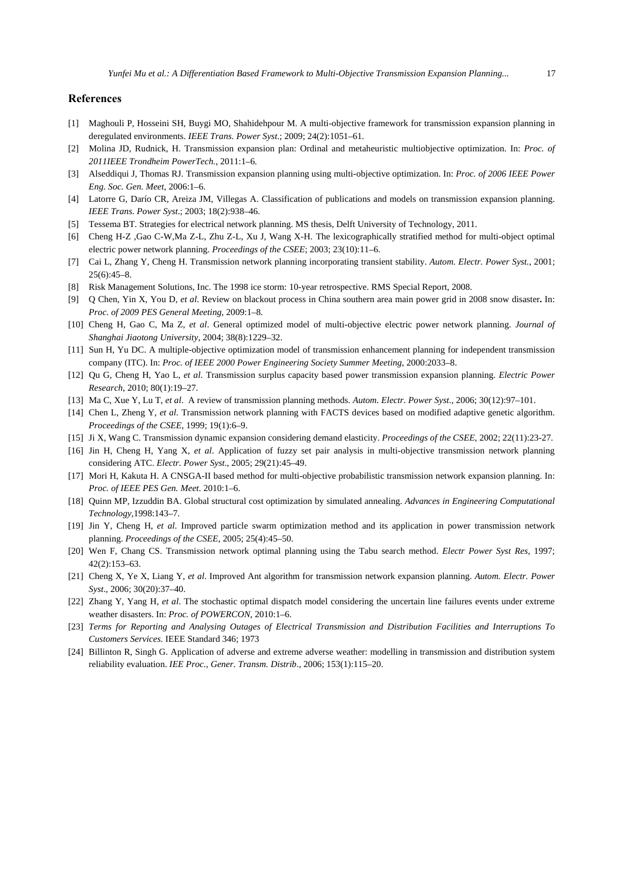## References

[1] Maghouli P, Hosseini SH, Buygi MO, Shahidehpour M. A multi-objective framework for transmission expansion planning in deregulated environments. *IEEE Trans. Power Syst.*; 2009; 24(2):1051–61.

[2] Molina JD, Rudnick, H. Transmission expansion plan: Ordinal and metaheuristic multiobjective optimization. In: *Proc. of 2011IEEE Trondheim PowerTech.*, 2011:1–6.

[3] Alseddiqui J, Thomas RJ. Transmission expansion planning using multi-objective optimization. In: *Proc. of 2006 IEEE Power Eng. Soc. Gen. Meet*, 2006:1–6.

[4] Latorre G, Darío CR, Areiza JM, Villegas A. Classification of publications and models on transmission expansion planning. *IEEE Trans. Power Syst.*; 2003; 18(2):938–46.

[5] Tessema BT. Strategies for electrical network planning. MS thesis, Delft University of Technology, 2011.

[6] Cheng H-Z ,Gao C-W,Ma Z-L, Zhu Z-L, Xu J, Wang X-H. The lexicographically stratified method for multi-object optimal electric power network planning. *Proceedings of the CSEE*; 2003; 23(10):11–6.

[7] Cai L, Zhang Y, Cheng H. Transmission network planning incorporating transient stability. *Autom. Electr. Power Syst.*, 2001; 25(6):45–8.

[8] Risk Management Solutions, Inc. The 1998 ice storm: 10-year retrospective. RMS Special Report, 2008.

[9] Q Chen, Yin X, You D, *et al.* Review on blackout process in China southern area main power grid in 2008 snow disaster**.** In: *Proc. of 2009 PES General Meeting*, 2009:1–8.

[10] Cheng H, Gao C, Ma Z, *et al*. General optimized model of multi-objective electric power network planning. *Journal of Shanghai Jiaotong University*, 2004; 38(8):1229–32.

[11] Sun H, Yu DC. A multiple-objective optimization model of transmission enhancement planning for independent transmission company (ITC). In: *Proc. of IEEE 2000 Power Engineering Society Summer Meeting*, 2000:2033–8.

[12] Qu G, Cheng H, Yao L, *et al*. Transmission surplus capacity based power transmission expansion planning. *Electric Power Research*, 2010; 80(1):19–27.

[13] Ma C, Xue Y, Lu T, *et al*. A review of transmission planning methods. *Autom. Electr. Power Syst.*, 2006; 30(12):97–101.

[14] Chen L, Zheng Y, *et al.* Transmission network planning with FACTS devices based on modified adaptive genetic algorithm. *Proceedings of the CSEE*, 1999; 19(1):6–9.

[15] Ji X, Wang C. Transmission dynamic expansion considering demand elasticity. *Proceedings of the CSEE*, 2002; 22(11):23-27.

[16] Jin H, Cheng H, Yang X, *et al*. Application of fuzzy set pair analysis in multi-objective transmission network planning considering ATC. *Electr. Power Syst.*, 2005; 29(21):45–49.

[17] Mori H, Kakuta H. A CNSGA-II based method for multi-objective probabilistic transmission network expansion planning. In: *Proc. of IEEE PES Gen. Meet.* 2010:1–6.

[18] Quinn MP, Izzuddin BA. Global structural cost optimization by simulated annealing. *Advances in Engineering Computational Technology*,1998:143–7.

[19] Jin Y, Cheng H, *et al.* Improved particle swarm optimization method and its application in power transmission network planning. *Proceedings of the CSEE*, 2005; 25(4):45–50.

[20] Wen F, Chang CS. Transmission network optimal planning using the Tabu search method. *Electr Power Syst Res*, 1997; 42(2):153–63.

[21] Cheng X, Ye X, Liang Y, *et al*. Improved Ant algorithm for transmission network expansion planning. *Autom. Electr. Power Syst.*, 2006; 30(20):37–40.

[22] Zhang Y, Yang H, *et al*. The stochastic optimal dispatch model considering the uncertain line failures events under extreme weather disasters. In: *Proc. of POWERCON*, 2010:1–6.

[23] *Terms for Reporting and Analysing Outages of Electrical Transmission and Distribution Facilities and Interruptions To Customers Services.* IEEE Standard 346; 1973

[24] Billinton R, Singh G. Application of adverse and extreme adverse weather: modelling in transmission and distribution system reliability evaluation. *IEE Proc., Gener. Transm. Distrib*., 2006; 153(1):115–20.